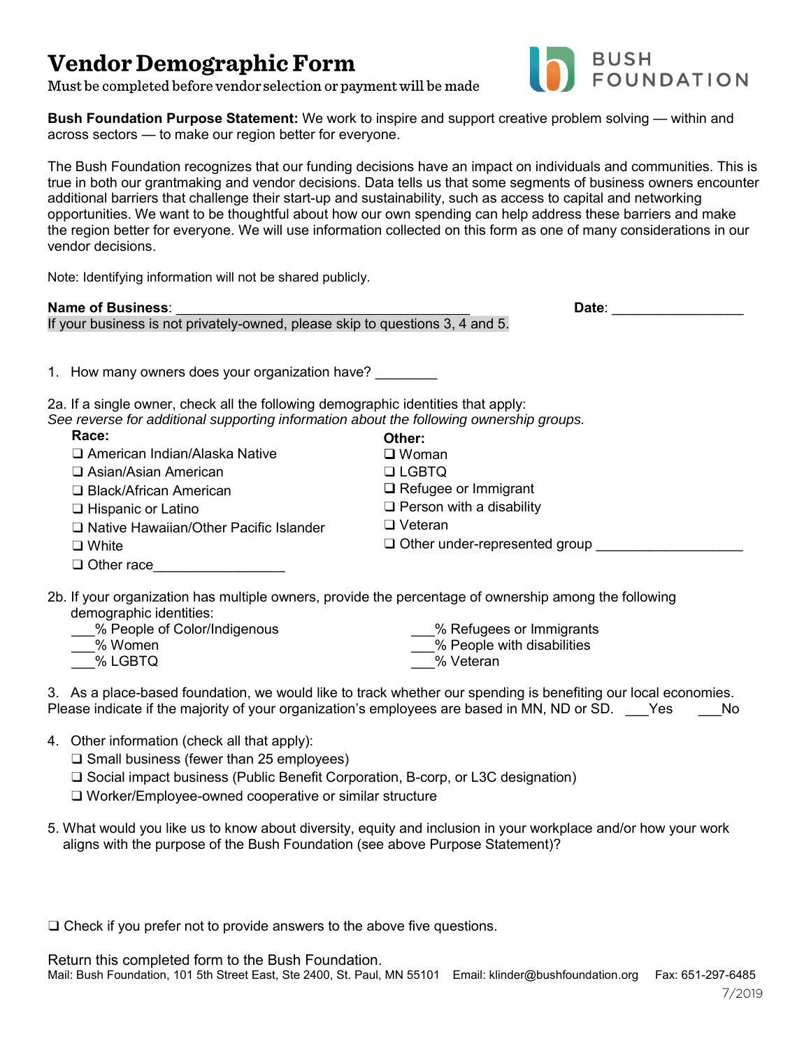# Vendor Demographic Form

Must be completed before vendor selection or payment will be made

**Bush Foundation Purpose Statement:** We work to inspire and support creative problem solving — within and across sectors — to make our region better for everyone.

The Bush Foundation recognizes that our funding decisions have an impact on individuals and communities. This is true in both our grantmaking and vendor decisions. Data tells us that some segments of business owners encounter additional barriers that challenge their start-up and sustainability, such as access to capital and networking opportunities. We want to be thoughtful about how our own spending can help address these barriers and make the region better for everyone. We will use information collected on this form as one of many considerations in our vendor decisions.

Note: Identifying information will not be shared publicly.

**Name of Business**: _______________________________________ **Date**: _________________

If your business is not privately-owned, please skip to questions 3, 4 and 5.

1. How many owners does your organization have? ________

2a. If a single owner, check all the following demographic identities that apply:
*See reverse for additional supporting information about the following ownership groups.*

**Race:**
- ❑ American Indian/Alaska Native
- ❑ Asian/Asian American
- ❑ Black/African American
- ❑ Hispanic or Latino
- ❑ Native Hawaiian/Other Pacific Islander
- ❑ White
- ❑ Other race_________________

**Other:**
- ❑ Woman
- ❑ LGBTQ
- ❑ Refugee or Immigrant
- ❑ Person with a disability
- ❑ Veteran
- ❑ Other under-represented group ___________________

2b. If your organization has multiple owners, provide the percentage of ownership among the following demographic identities:
- ___% People of Color/Indigenous
- ___% Women
- ___% LGBTQ
- ___% Refugees or Immigrants
- ___% People with disabilities
- ___% Veteran

3. As a place-based foundation, we would like to track whether our spending is benefiting our local economies. Please indicate if the majority of your organization's employees are based in MN, ND or SD. ___Yes ___No

4. Other information (check all that apply):
   - ❑ Small business (fewer than 25 employees)
   - ❑ Social impact business (Public Benefit Corporation, B-corp, or L3C designation)
   - ❑ Worker/Employee-owned cooperative or similar structure

5. What would you like us to know about diversity, equity and inclusion in your workplace and/or how your work aligns with the purpose of the Bush Foundation (see above Purpose Statement)?

❑ Check if you prefer not to provide answers to the above five questions.

Return this completed form to the Bush Foundation.
Mail: Bush Foundation, 101 5th Street East, Ste 2400, St. Paul, MN 55101 Email: klinder@bushfoundation.org Fax: 651-297-6485

7/2019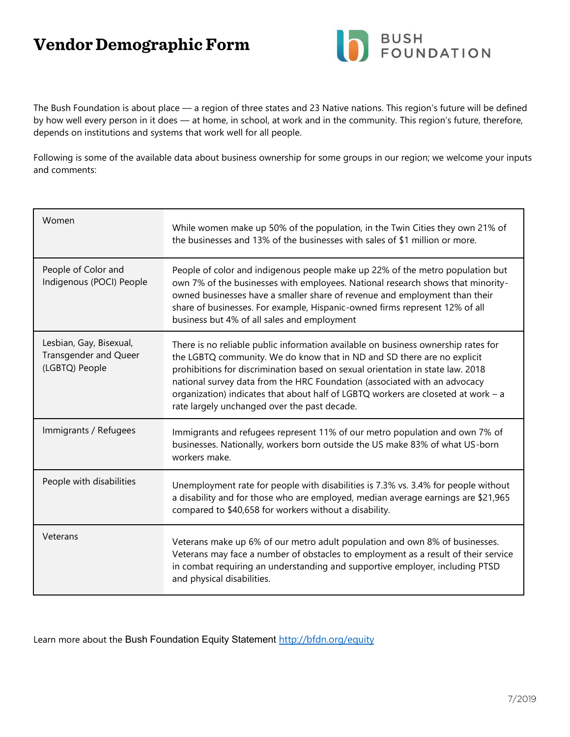# Vendor Demographic Form

BUSH FOUNDATION

The Bush Foundation is about place — a region of three states and 23 Native nations. This region's future will be defined by how well every person in it does — at home, in school, at work and in the community. This region's future, therefore, depends on institutions and systems that work well for all people.

Following is some of the available data about business ownership for some groups in our region; we welcome your inputs and comments:

| | |
|---|---|
| Women | While women make up 50% of the population, in the Twin Cities they own 21% of the businesses and 13% of the businesses with sales of $1 million or more. |
| People of Color and Indigenous (POCI) People | People of color and indigenous people make up 22% of the metro population but own 7% of the businesses with employees. National research shows that minority-owned businesses have a smaller share of revenue and employment than their share of businesses. For example, Hispanic-owned firms represent 12% of all business but 4% of all sales and employment |
| Lesbian, Gay, Bisexual, Transgender and Queer (LGBTQ) People | There is no reliable public information available on business ownership rates for the LGBTQ community. We do know that in ND and SD there are no explicit prohibitions for discrimination based on sexual orientation in state law. 2018 national survey data from the HRC Foundation (associated with an advocacy organization) indicates that about half of LGBTQ workers are closeted at work – a rate largely unchanged over the past decade. |
| Immigrants / Refugees | Immigrants and refugees represent 11% of our metro population and own 7% of businesses. Nationally, workers born outside the US make 83% of what US-born workers make. |
| People with disabilities | Unemployment rate for people with disabilities is 7.3% vs. 3.4% for people without a disability and for those who are employed, median average earnings are $21,965 compared to $40,658 for workers without a disability. |
| Veterans | Veterans make up 6% of our metro adult population and own 8% of businesses. Veterans may face a number of obstacles to employment as a result of their service in combat requiring an understanding and supportive employer, including PTSD and physical disabilities. |

Learn more about the Bush Foundation Equity Statement http://bfdn.org/equity

7/2019